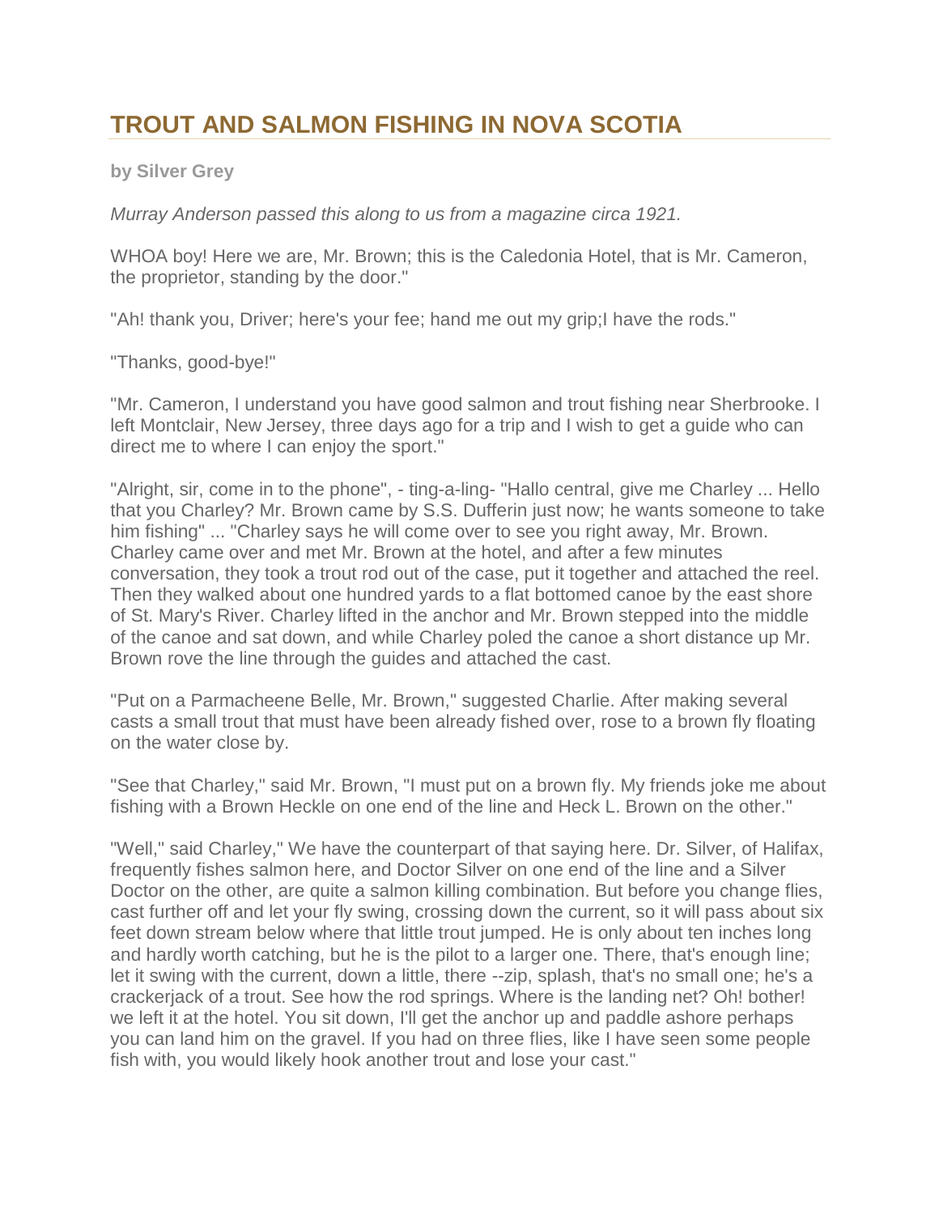# TROUT AND SALMON FISHING IN NOVA SCOTIA

**by Silver Grey**

*Murray Anderson passed this along to us from a magazine circa 1921.*

WHOA boy! Here we are, Mr. Brown; this is the Caledonia Hotel, that is Mr. Cameron, the proprietor, standing by the door."

"Ah! thank you, Driver; here's your fee; hand me out my grip;I have the rods."

"Thanks, good-bye!"

"Mr. Cameron, I understand you have good salmon and trout fishing near Sherbrooke. I left Montclair, New Jersey, three days ago for a trip and I wish to get a guide who can direct me to where I can enjoy the sport."

"Alright, sir, come in to the phone", - ting-a-ling- "Hallo central, give me Charley ... Hello that you Charley? Mr. Brown came by S.S. Dufferin just now; he wants someone to take him fishing" ... "Charley says he will come over to see you right away, Mr. Brown. Charley came over and met Mr. Brown at the hotel, and after a few minutes conversation, they took a trout rod out of the case, put it together and attached the reel. Then they walked about one hundred yards to a flat bottomed canoe by the east shore of St. Mary's River. Charley lifted in the anchor and Mr. Brown stepped into the middle of the canoe and sat down, and while Charley poled the canoe a short distance up Mr. Brown rove the line through the guides and attached the cast.

"Put on a Parmacheene Belle, Mr. Brown," suggested Charlie. After making several casts a small trout that must have been already fished over, rose to a brown fly floating on the water close by.

"See that Charley," said Mr. Brown, "I must put on a brown fly. My friends joke me about fishing with a Brown Heckle on one end of the line and Heck L. Brown on the other."

"Well," said Charley," We have the counterpart of that saying here. Dr. Silver, of Halifax, frequently fishes salmon here, and Doctor Silver on one end of the line and a Silver Doctor on the other, are quite a salmon killing combination. But before you change flies, cast further off and let your fly swing, crossing down the current, so it will pass about six feet down stream below where that little trout jumped. He is only about ten inches long and hardly worth catching, but he is the pilot to a larger one. There, that's enough line; let it swing with the current, down a little, there --zip, splash, that's no small one; he's a crackerjack of a trout. See how the rod springs. Where is the landing net? Oh! bother! we left it at the hotel. You sit down, I'll get the anchor up and paddle ashore perhaps you can land him on the gravel. If you had on three flies, like I have seen some people fish with, you would likely hook another trout and lose your cast."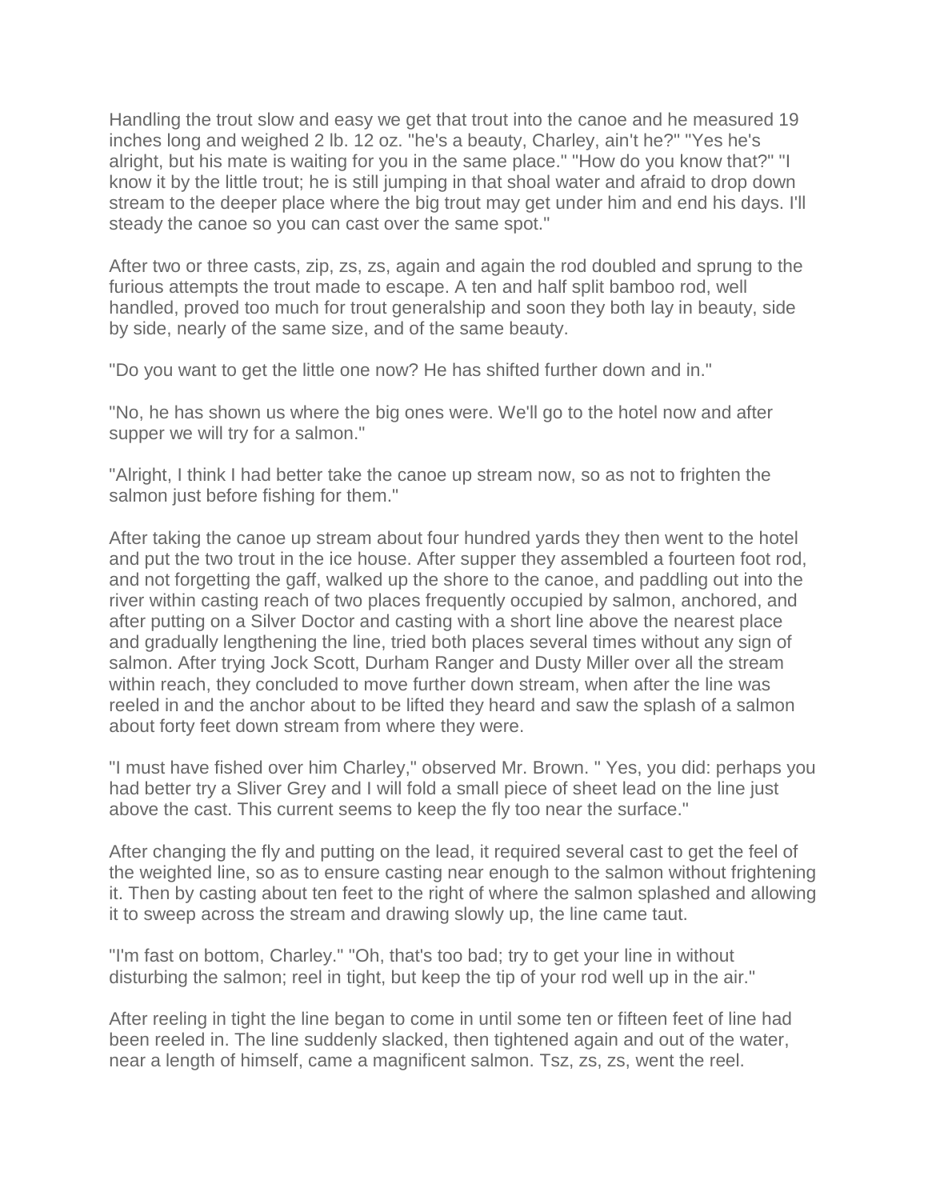Handling the trout slow and easy we get that trout into the canoe and he measured 19 inches long and weighed 2 lb. 12 oz. "he's a beauty, Charley, ain't he?" "Yes he's alright, but his mate is waiting for you in the same place." "How do you know that?" "I know it by the little trout; he is still jumping in that shoal water and afraid to drop down stream to the deeper place where the big trout may get under him and end his days. I'll steady the canoe so you can cast over the same spot."

After two or three casts, zip, zs, zs, again and again the rod doubled and sprung to the furious attempts the trout made to escape. A ten and half split bamboo rod, well handled, proved too much for trout generalship and soon they both lay in beauty, side by side, nearly of the same size, and of the same beauty.

"Do you want to get the little one now? He has shifted further down and in."

"No, he has shown us where the big ones were. We'll go to the hotel now and after supper we will try for a salmon."

"Alright, I think I had better take the canoe up stream now, so as not to frighten the salmon just before fishing for them."

After taking the canoe up stream about four hundred yards they then went to the hotel and put the two trout in the ice house. After supper they assembled a fourteen foot rod, and not forgetting the gaff, walked up the shore to the canoe, and paddling out into the river within casting reach of two places frequently occupied by salmon, anchored, and after putting on a Silver Doctor and casting with a short line above the nearest place and gradually lengthening the line, tried both places several times without any sign of salmon. After trying Jock Scott, Durham Ranger and Dusty Miller over all the stream within reach, they concluded to move further down stream, when after the line was reeled in and the anchor about to be lifted they heard and saw the splash of a salmon about forty feet down stream from where they were.

"I must have fished over him Charley," observed Mr. Brown. " Yes, you did: perhaps you had better try a Sliver Grey and I will fold a small piece of sheet lead on the line just above the cast. This current seems to keep the fly too near the surface."

After changing the fly and putting on the lead, it required several cast to get the feel of the weighted line, so as to ensure casting near enough to the salmon without frightening it. Then by casting about ten feet to the right of where the salmon splashed and allowing it to sweep across the stream and drawing slowly up, the line came taut.

"I'm fast on bottom, Charley." "Oh, that's too bad; try to get your line in without disturbing the salmon; reel in tight, but keep the tip of your rod well up in the air."

After reeling in tight the line began to come in until some ten or fifteen feet of line had been reeled in. The line suddenly slacked, then tightened again and out of the water, near a length of himself, came a magnificent salmon. Tsz, zs, zs, went the reel.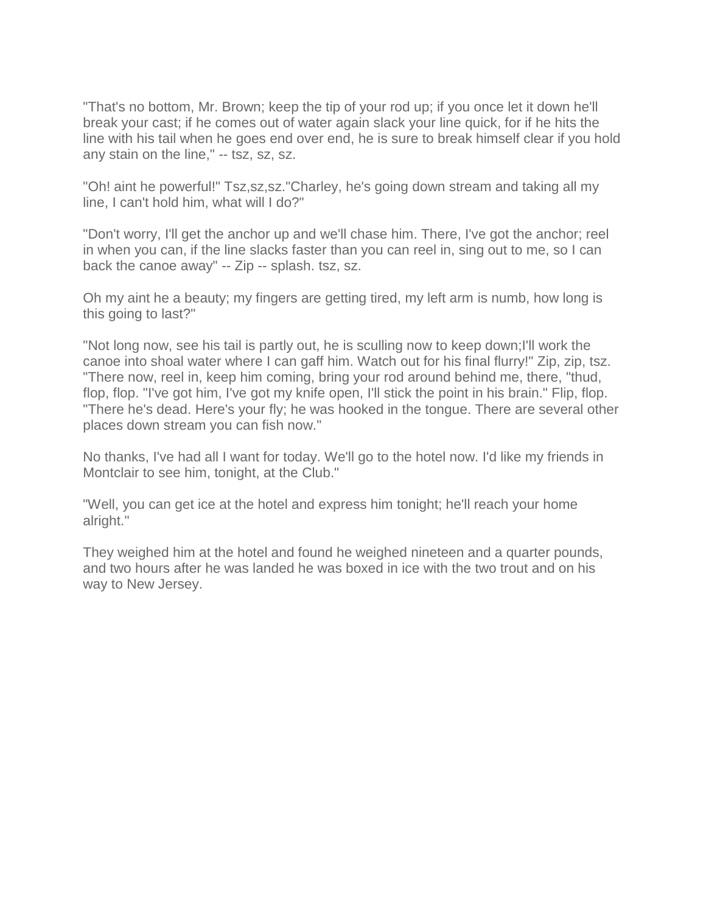"That's no bottom, Mr. Brown; keep the tip of your rod up; if you once let it down he'll break your cast; if he comes out of water again slack your line quick, for if he hits the line with his tail when he goes end over end, he is sure to break himself clear if you hold any stain on the line," -- tsz, sz, sz.

"Oh! aint he powerful!" Tsz,sz,sz."Charley, he's going down stream and taking all my line, I can't hold him, what will I do?"

"Don't worry, I'll get the anchor up and we'll chase him. There, I've got the anchor; reel in when you can, if the line slacks faster than you can reel in, sing out to me, so I can back the canoe away" -- Zip -- splash. tsz, sz.

Oh my aint he a beauty; my fingers are getting tired, my left arm is numb, how long is this going to last?"

"Not long now, see his tail is partly out, he is sculling now to keep down;I'll work the canoe into shoal water where I can gaff him. Watch out for his final flurry!" Zip, zip, tsz. "There now, reel in, keep him coming, bring your rod around behind me, there, "thud, flop, flop. "I've got him, I've got my knife open, I'll stick the point in his brain." Flip, flop. "There he's dead. Here's your fly; he was hooked in the tongue. There are several other places down stream you can fish now."

No thanks, I've had all I want for today. We'll go to the hotel now. I'd like my friends in Montclair to see him, tonight, at the Club."

"Well, you can get ice at the hotel and express him tonight; he'll reach your home alright."

They weighed him at the hotel and found he weighed nineteen and a quarter pounds, and two hours after he was landed he was boxed in ice with the two trout and on his way to New Jersey.